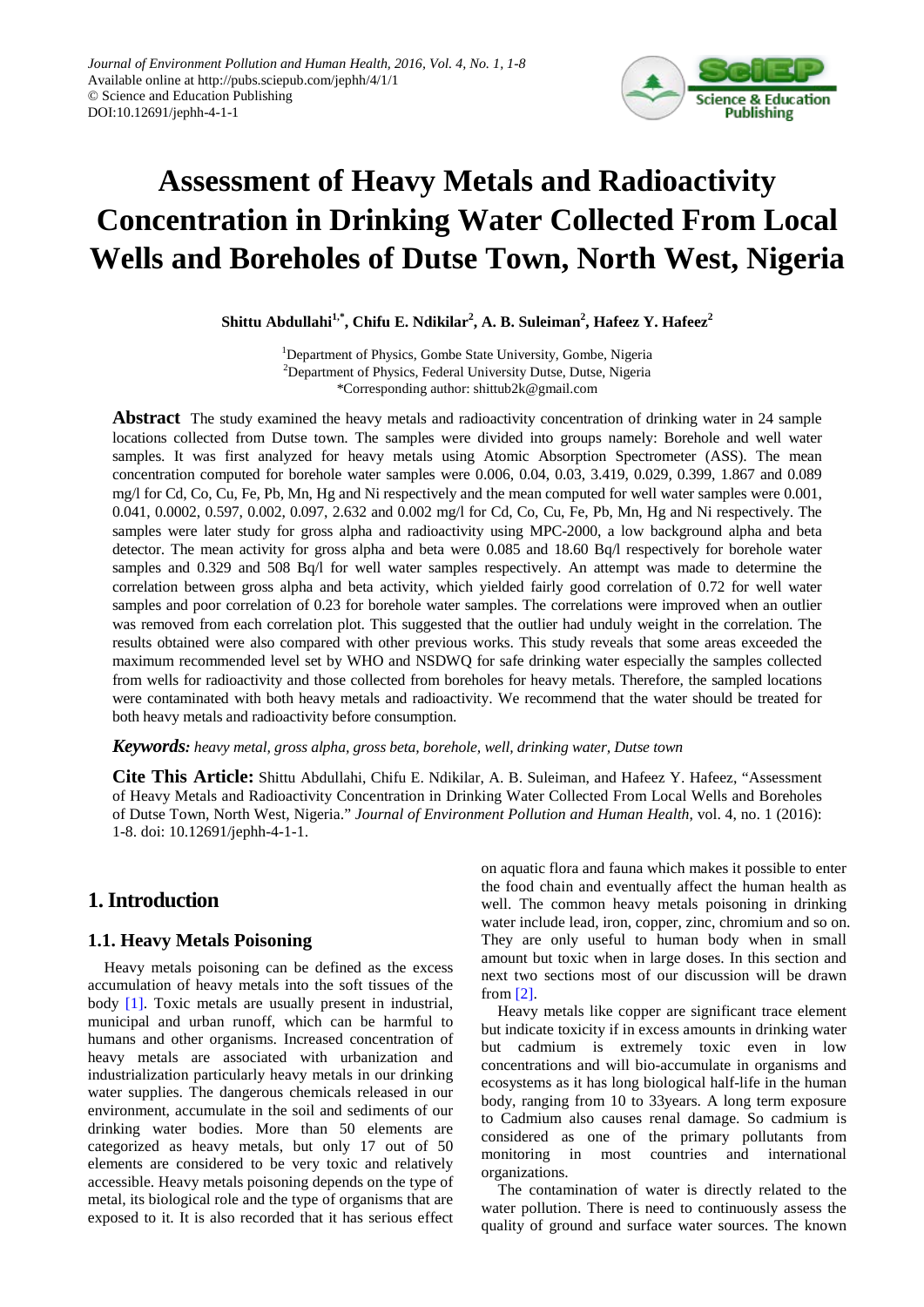# Assessment of Heavy Metals and Radioactivity Concentration in Drinking Water Collected From Local Wells and Boreholes of Dutse Town, North West, Nigeria

**Shittu Abdullahi[1,*], Chifu E. Ndikilar[2], A. B. Suleiman[2], Hafeez Y. Hafeez[2]**

[1]Department of Physics, Gombe State University, Gombe, Nigeria
[2]Department of Physics, Federal University Dutse, Dutse, Nigeria
*Corresponding author: shittub2k@gmail.com

**Abstract** The study examined the heavy metals and radioactivity concentration of drinking water in 24 sample locations collected from Dutse town. The samples were divided into groups namely: Borehole and well water samples. It was first analyzed for heavy metals using Atomic Absorption Spectrometer (ASS). The mean concentration computed for borehole water samples were 0.006, 0.04, 0.03, 3.419, 0.029, 0.399, 1.867 and 0.089 mg/l for Cd, Co, Cu, Fe, Pb, Mn, Hg and Ni respectively and the mean computed for well water samples were 0.001, 0.041, 0.0002, 0.597, 0.002, 0.097, 2.632 and 0.002 mg/l for Cd, Co, Cu, Fe, Pb, Mn, Hg and Ni respectively. The samples were later study for gross alpha and radioactivity using MPC-2000, a low background alpha and beta detector. The mean activity for gross alpha and beta were 0.085 and 18.60 Bq/l respectively for borehole water samples and 0.329 and 508 Bq/l for well water samples respectively. An attempt was made to determine the correlation between gross alpha and beta activity, which yielded fairly good correlation of 0.72 for well water samples and poor correlation of 0.23 for borehole water samples. The correlations were improved when an outlier was removed from each correlation plot. This suggested that the outlier had unduly weight in the correlation. The results obtained were also compared with other previous works. This study reveals that some areas exceeded the maximum recommended level set by WHO and NSDWQ for safe drinking water especially the samples collected from wells for radioactivity and those collected from boreholes for heavy metals. Therefore, the sampled locations were contaminated with both heavy metals and radioactivity. We recommend that the water should be treated for both heavy metals and radioactivity before consumption.

***Keywords:*** *heavy metal, gross alpha, gross beta, borehole, well, drinking water, Dutse town*

**Cite This Article:** Shittu Abdullahi, Chifu E. Ndikilar, A. B. Suleiman, and Hafeez Y. Hafeez, "Assessment of Heavy Metals and Radioactivity Concentration in Drinking Water Collected From Local Wells and Boreholes of Dutse Town, North West, Nigeria." *Journal of Environment Pollution and Human Health*, vol. 4, no. 1 (2016): 1-8. doi: 10.12691/jephh-4-1-1.

## 1. Introduction

### 1.1. Heavy Metals Poisoning

Heavy metals poisoning can be defined as the excess accumulation of heavy metals into the soft tissues of the body [1]. Toxic metals are usually present in industrial, municipal and urban runoff, which can be harmful to humans and other organisms. Increased concentration of heavy metals are associated with urbanization and industrialization particularly heavy metals in our drinking water supplies. The dangerous chemicals released in our environment, accumulate in the soil and sediments of our drinking water bodies. More than 50 elements are categorized as heavy metals, but only 17 out of 50 elements are considered to be very toxic and relatively accessible. Heavy metals poisoning depends on the type of metal, its biological role and the type of organisms that are exposed to it. It is also recorded that it has serious effect on aquatic flora and fauna which makes it possible to enter the food chain and eventually affect the human health as well. The common heavy metals poisoning in drinking water include lead, iron, copper, zinc, chromium and so on. They are only useful to human body when in small amount but toxic when in large doses. In this section and next two sections most of our discussion will be drawn from [2].

Heavy metals like copper are significant trace element but indicate toxicity if in excess amounts in drinking water but cadmium is extremely toxic even in low concentrations and will bio-accumulate in organisms and ecosystems as it has long biological half-life in the human body, ranging from 10 to 33years. A long term exposure to Cadmium also causes renal damage. So cadmium is considered as one of the primary pollutants from monitoring in most countries and international organizations.

The contamination of water is directly related to the water pollution. There is need to continuously assess the quality of ground and surface water sources. The known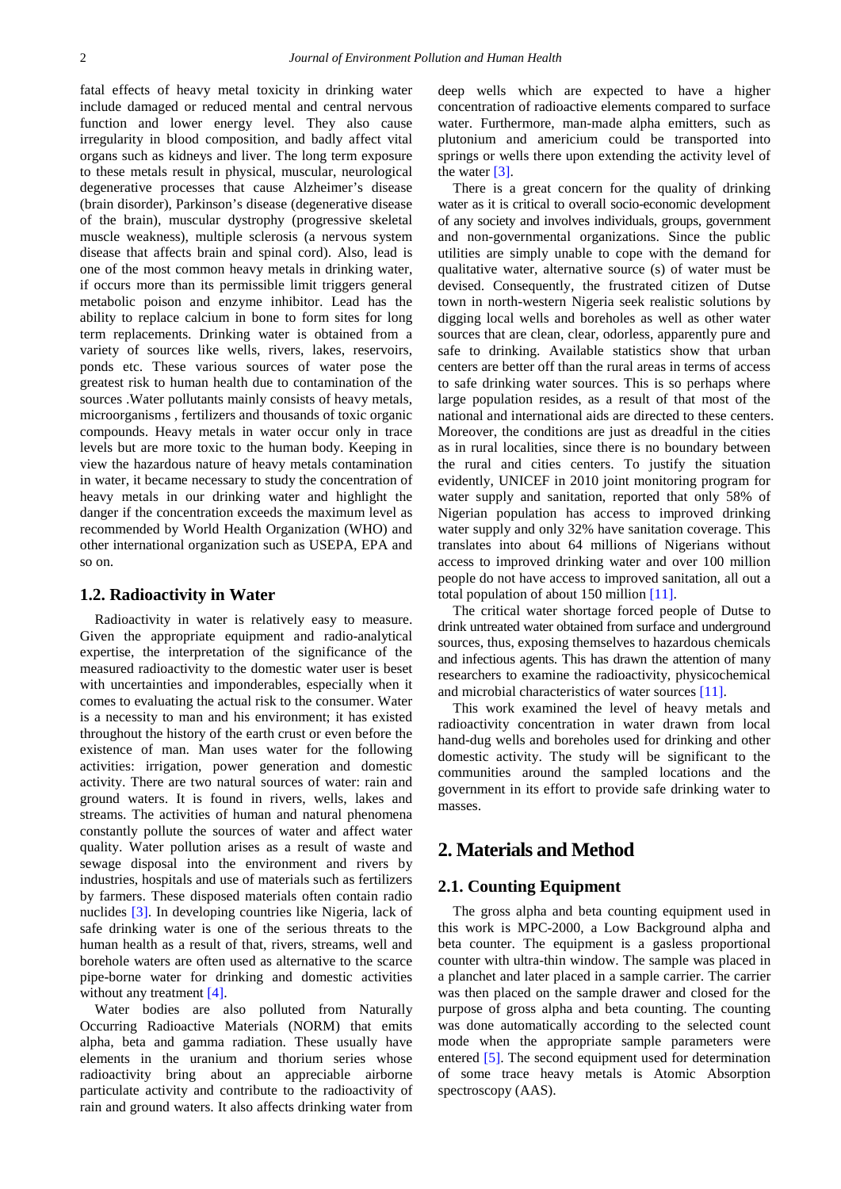fatal effects of heavy metal toxicity in drinking water include damaged or reduced mental and central nervous function and lower energy level. They also cause irregularity in blood composition, and badly affect vital organs such as kidneys and liver. The long term exposure to these metals result in physical, muscular, neurological degenerative processes that cause Alzheimer's disease (brain disorder), Parkinson's disease (degenerative disease of the brain), muscular dystrophy (progressive skeletal muscle weakness), multiple sclerosis (a nervous system disease that affects brain and spinal cord). Also, lead is one of the most common heavy metals in drinking water, if occurs more than its permissible limit triggers general metabolic poison and enzyme inhibitor. Lead has the ability to replace calcium in bone to form sites for long term replacements. Drinking water is obtained from a variety of sources like wells, rivers, lakes, reservoirs, ponds etc. These various sources of water pose the greatest risk to human health due to contamination of the sources .Water pollutants mainly consists of heavy metals, microorganisms , fertilizers and thousands of toxic organic compounds. Heavy metals in water occur only in trace levels but are more toxic to the human body. Keeping in view the hazardous nature of heavy metals contamination in water, it became necessary to study the concentration of heavy metals in our drinking water and highlight the danger if the concentration exceeds the maximum level as recommended by World Health Organization (WHO) and other international organization such as USEPA, EPA and so on.

## 1.2. Radioactivity in Water

Radioactivity in water is relatively easy to measure. Given the appropriate equipment and radio-analytical expertise, the interpretation of the significance of the measured radioactivity to the domestic water user is beset with uncertainties and imponderables, especially when it comes to evaluating the actual risk to the consumer. Water is a necessity to man and his environment; it has existed throughout the history of the earth crust or even before the existence of man. Man uses water for the following activities: irrigation, power generation and domestic activity. There are two natural sources of water: rain and ground waters. It is found in rivers, wells, lakes and streams. The activities of human and natural phenomena constantly pollute the sources of water and affect water quality. Water pollution arises as a result of waste and sewage disposal into the environment and rivers by industries, hospitals and use of materials such as fertilizers by farmers. These disposed materials often contain radio nuclides [3]. In developing countries like Nigeria, lack of safe drinking water is one of the serious threats to the human health as a result of that, rivers, streams, well and borehole waters are often used as alternative to the scarce pipe-borne water for drinking and domestic activities without any treatment [4].

Water bodies are also polluted from Naturally Occurring Radioactive Materials (NORM) that emits alpha, beta and gamma radiation. These usually have elements in the uranium and thorium series whose radioactivity bring about an appreciable airborne particulate activity and contribute to the radioactivity of rain and ground waters. It also affects drinking water from deep wells which are expected to have a higher concentration of radioactive elements compared to surface water. Furthermore, man-made alpha emitters, such as plutonium and americium could be transported into springs or wells there upon extending the activity level of the water [3].

There is a great concern for the quality of drinking water as it is critical to overall socio-economic development of any society and involves individuals, groups, government and non-governmental organizations. Since the public utilities are simply unable to cope with the demand for qualitative water, alternative source (s) of water must be devised. Consequently, the frustrated citizen of Dutse town in north-western Nigeria seek realistic solutions by digging local wells and boreholes as well as other water sources that are clean, clear, odorless, apparently pure and safe to drinking. Available statistics show that urban centers are better off than the rural areas in terms of access to safe drinking water sources. This is so perhaps where large population resides, as a result of that most of the national and international aids are directed to these centers. Moreover, the conditions are just as dreadful in the cities as in rural localities, since there is no boundary between the rural and cities centers. To justify the situation evidently, UNICEF in 2010 joint monitoring program for water supply and sanitation, reported that only 58% of Nigerian population has access to improved drinking water supply and only 32% have sanitation coverage. This translates into about 64 millions of Nigerians without access to improved drinking water and over 100 million people do not have access to improved sanitation, all out a total population of about 150 million [11].

The critical water shortage forced people of Dutse to drink untreated water obtained from surface and underground sources, thus, exposing themselves to hazardous chemicals and infectious agents. This has drawn the attention of many researchers to examine the radioactivity, physicochemical and microbial characteristics of water sources [11].

This work examined the level of heavy metals and radioactivity concentration in water drawn from local hand-dug wells and boreholes used for drinking and other domestic activity. The study will be significant to the communities around the sampled locations and the government in its effort to provide safe drinking water to masses.

# 2. Materials and Method

## 2.1. Counting Equipment

The gross alpha and beta counting equipment used in this work is MPC-2000, a Low Background alpha and beta counter. The equipment is a gasless proportional counter with ultra-thin window. The sample was placed in a planchet and later placed in a sample carrier. The carrier was then placed on the sample drawer and closed for the purpose of gross alpha and beta counting. The counting was done automatically according to the selected count mode when the appropriate sample parameters were entered [5]. The second equipment used for determination of some trace heavy metals is Atomic Absorption spectroscopy (AAS).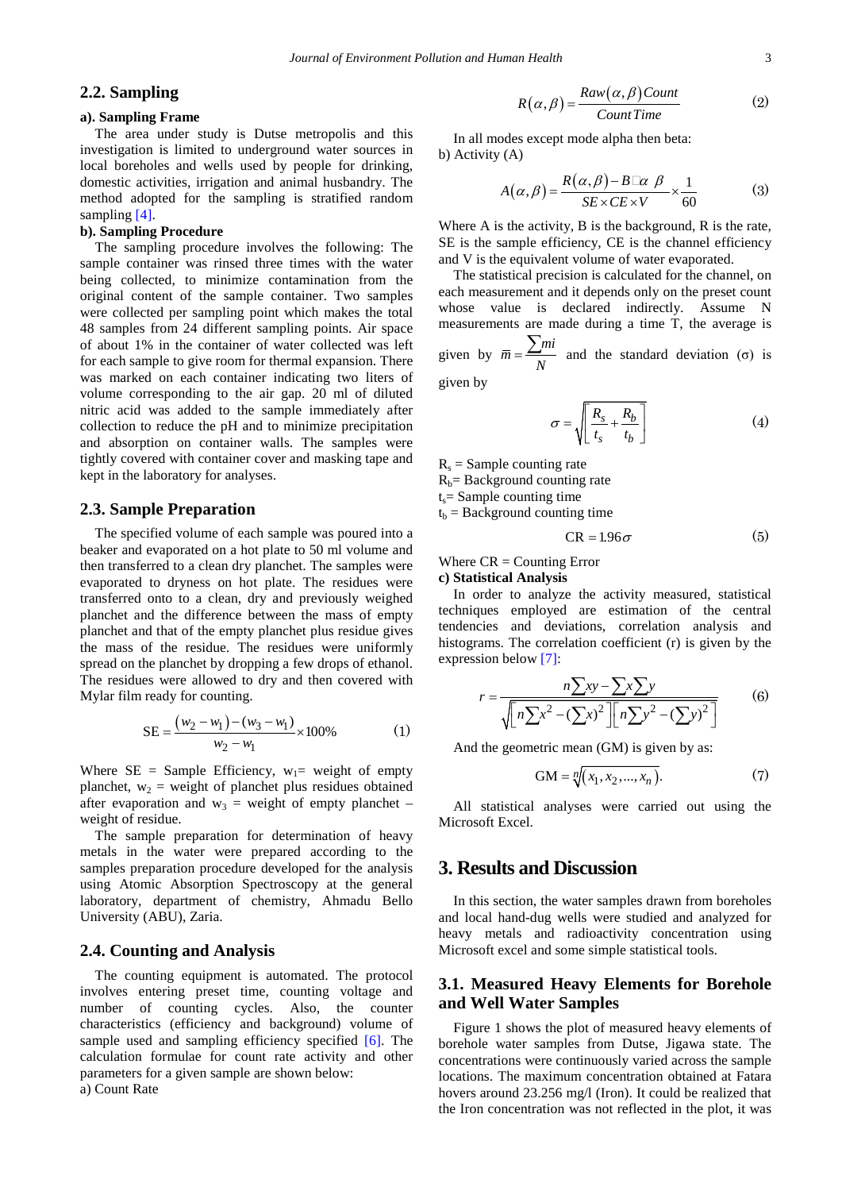## 2.2. Sampling

**a). Sampling Frame**

The area under study is Dutse metropolis and this investigation is limited to underground water sources in local boreholes and wells used by people for drinking, domestic activities, irrigation and animal husbandry. The method adopted for the sampling is stratified random sampling [4].

**b). Sampling Procedure**

The sampling procedure involves the following: The sample container was rinsed three times with the water being collected, to minimize contamination from the original content of the sample container. Two samples were collected per sampling point which makes the total 48 samples from 24 different sampling points. Air space of about 1% in the container of water collected was left for each sample to give room for thermal expansion. There was marked on each container indicating two liters of volume corresponding to the air gap. 20 ml of diluted nitric acid was added to the sample immediately after collection to reduce the pH and to minimize precipitation and absorption on container walls. The samples were tightly covered with container cover and masking tape and kept in the laboratory for analyses.

## 2.3. Sample Preparation

The specified volume of each sample was poured into a beaker and evaporated on a hot plate to 50 ml volume and then transferred to a clean dry planchet. The samples were evaporated to dryness on hot plate. The residues were transferred onto to a clean, dry and previously weighed planchet and the difference between the mass of empty planchet and that of the empty planchet plus residue gives the mass of the residue. The residues were uniformly spread on the planchet by dropping a few drops of ethanol. The residues were allowed to dry and then covered with Mylar film ready for counting.

$$\text{SE} = \frac{(w_2 - w_1) - (w_3 - w_1)}{w_2 - w_1} \times 100\% \qquad (1)$$

Where SE = Sample Efficiency, $w_1$= weight of empty planchet, $w_2$ = weight of planchet plus residues obtained after evaporation and $w_3$ = weight of empty planchet – weight of residue.

The sample preparation for determination of heavy metals in the water were prepared according to the samples preparation procedure developed for the analysis using Atomic Absorption Spectroscopy at the general laboratory, department of chemistry, Ahmadu Bello University (ABU), Zaria.

## 2.4. Counting and Analysis

The counting equipment is automated. The protocol involves entering preset time, counting voltage and number of counting cycles. Also, the counter characteristics (efficiency and background) volume of sample used and sampling efficiency specified [6]. The calculation formulae for count rate activity and other parameters for a given sample are shown below:

a) Count Rate

$$R(\alpha, \beta) = \frac{Raw(\alpha, \beta)\,Count}{Count\,Time} \qquad (2)$$

In all modes except mode alpha then beta:

b) Activity (A)

$$A(\alpha, \beta) = \frac{R(\alpha, \beta) - B\square\alpha\ \beta}{SE \times CE \times V} \times \frac{1}{60} \qquad (3)$$

Where A is the activity, B is the background, R is the rate, SE is the sample efficiency, CE is the channel efficiency and V is the equivalent volume of water evaporated.

The statistical precision is calculated for the channel, on each measurement and it depends only on the preset count whose value is declared indirectly. Assume N measurements are made during a time T, the average is given by $\bar{m} = \frac{\sum mi}{N}$ and the standard deviation (σ) is given by

$$\sigma = \sqrt{\left[\frac{R_s}{t_s} + \frac{R_b}{t_b}\right]} \qquad (4)$$

$R_s$ = Sample counting rate

$R_b$= Background counting rate

$t_s$= Sample counting time

$t_b$ = Background counting time

$$\text{CR} = 1.96\sigma \qquad (5)$$

Where CR = Counting Error

**c) Statistical Analysis**

In order to analyze the activity measured, statistical techniques employed are estimation of the central tendencies and deviations, correlation analysis and histograms. The correlation coefficient (r) is given by the expression below [7]:

$$r = \frac{n\sum xy - \sum x \sum y}{\sqrt{\left[n\sum x^2 - (\sum x)^2\right]\left[n\sum y^2 - (\sum y)^2\right]}} \qquad (6)$$

And the geometric mean (GM) is given by as:

$$\text{GM} = \sqrt[n]{(x_1, x_2, ..., x_n)}. \qquad (7)$$

All statistical analyses were carried out using the Microsoft Excel.

# 3. Results and Discussion

In this section, the water samples drawn from boreholes and local hand-dug wells were studied and analyzed for heavy metals and radioactivity concentration using Microsoft excel and some simple statistical tools.

## 3.1. Measured Heavy Elements for Borehole and Well Water Samples

Figure 1 shows the plot of measured heavy elements of borehole water samples from Dutse, Jigawa state. The concentrations were continuously varied across the sample locations. The maximum concentration obtained at Fatara hovers around 23.256 mg/l (Iron). It could be realized that the Iron concentration was not reflected in the plot, it was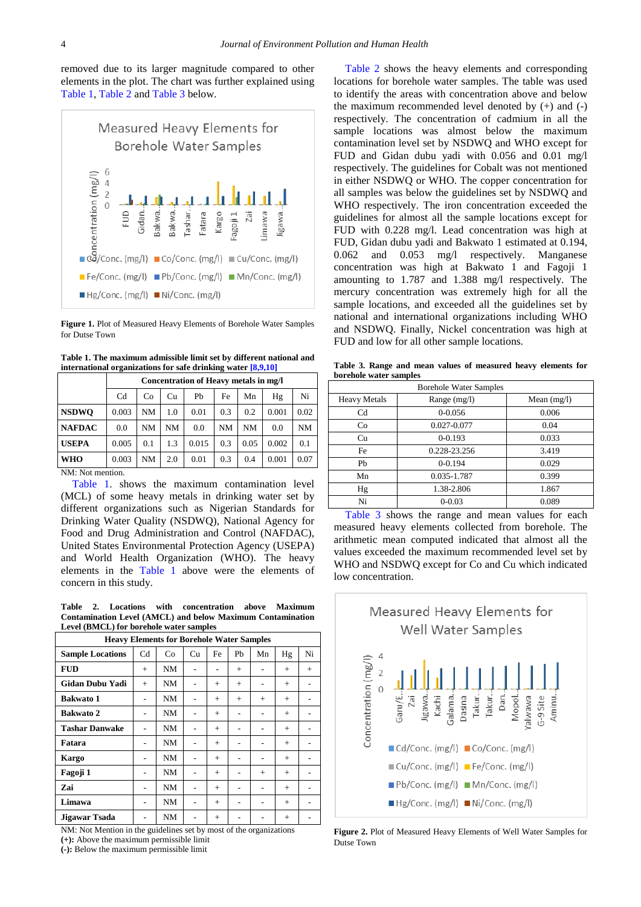removed due to its larger magnitude compared to other elements in the plot. The chart was further explained using Table 1, Table 2 and Table 3 below.

**Figure 1.** Plot of Measured Heavy Elements of Borehole Water Samples for Dutse Town

**Table 1. The maximum admissible limit set by different national and international organizations for safe drinking water [8,9,10]**

| | Concentration of Heavy metals in mg/l | | | | | | | |
|---|---|---|---|---|---|---|---|---|
| | Cd | Co | Cu | Pb | Fe | Mn | Hg | Ni |
| **NSDWQ** | 0.003 | NM | 1.0 | 0.01 | 0.3 | 0.2 | 0.001 | 0.02 |
| **NAFDAC** | 0.0 | NM | NM | 0.0 | NM | NM | 0.0 | NM |
| **USEPA** | 0.005 | 0.1 | 1.3 | 0.015 | 0.3 | 0.05 | 0.002 | 0.1 |
| **WHO** | 0.003 | NM | 2.0 | 0.01 | 0.3 | 0.4 | 0.001 | 0.07 |

NM: Not mention.

Table 1. shows the maximum contamination level (MCL) of some heavy metals in drinking water set by different organizations such as Nigerian Standards for Drinking Water Quality (NSDWQ), National Agency for Food and Drug Administration and Control (NAFDAC), United States Environmental Protection Agency (USEPA) and World Health Organization (WHO). The heavy elements in the Table 1 above were the elements of concern in this study.

**Table 2. Locations with concentration above Maximum Contamination Level (AMCL) and below Maximum Contamination Level (BMCL) for borehole water samples**

| Heavy Elements for Borehole Water Samples | | | | | | | | |
|---|---|---|---|---|---|---|---|---|
| **Sample Locations** | Cd | Co | Cu | Fe | Pb | Mn | Hg | Ni |
| **FUD** | + | NM | - | - | + | - | + | + |
| **Gidan Dubu Yadi** | + | NM | - | + | + | - | + | - |
| **Bakwato 1** | - | NM | - | + | + | + | + | - |
| **Bakwato 2** | - | NM | - | + | - | - | + | - |
| **Tashar Danwake** | - | NM | - | + | - | - | + | - |
| **Fatara** | - | NM | - | + | - | - | + | - |
| **Kargo** | - | NM | - | + | - | - | + | - |
| **Fagoji 1** | - | NM | - | + | - | + | + | - |
| **Zai** | - | NM | - | + | - | - | + | - |
| **Limawa** | - | NM | - | + | - | - | + | - |
| **Jigawar Tsada** | - | NM | - | + | - | - | + | - |

NM: Not Mention in the guidelines set by most of the organizations
**(+):** Above the maximum permissible limit
**(-):** Below the maximum permissible limit

Table 2 shows the heavy elements and corresponding locations for borehole water samples. The table was used to identify the areas with concentration above and below the maximum recommended level denoted by (+) and (-) respectively. The concentration of cadmium in all the sample locations was almost below the maximum contamination level set by NSDWQ and WHO except for FUD and Gidan dubu yadi with 0.056 and 0.01 mg/l respectively. The guidelines for Cobalt was not mentioned in either NSDWQ or WHO. The copper concentration for all samples was below the guidelines set by NSDWQ and WHO respectively. The iron concentration exceeded the guidelines for almost all the sample locations except for FUD with 0.228 mg/l. Lead concentration was high at FUD, Gidan dubu yadi and Bakwato 1 estimated at 0.194, 0.062 and 0.053 mg/l respectively. Manganese concentration was high at Bakwato 1 and Fagoji 1 amounting to 1.787 and 1.388 mg/l respectively. The mercury concentration was extremely high for all the sample locations, and exceeded all the guidelines set by national and international organizations including WHO and NSDWQ. Finally, Nickel concentration was high at FUD and low for all other sample locations.

**Table 3. Range and mean values of measured heavy elements for borehole water samples**

| Borehole Water Samples | | |
|---|---|---|
| Heavy Metals | Range (mg/l) | Mean (mg/l) |
| Cd | 0-0.056 | 0.006 |
| Co | 0.027-0.077 | 0.04 |
| Cu | 0-0.193 | 0.033 |
| Fe | 0.228-23.256 | 3.419 |
| Pb | 0-0.194 | 0.029 |
| Mn | 0.035-1.787 | 0.399 |
| Hg | 1.38-2.806 | 1.867 |
| Ni | 0-0.03 | 0.089 |

Table 3 shows the range and mean values for each measured heavy elements collected from borehole. The arithmetic mean computed indicated that almost all the values exceeded the maximum recommended level set by WHO and NSDWQ except for Co and Cu which indicated low concentration.

**Figure 2.** Plot of Measured Heavy Elements of Well Water Samples for Dutse Town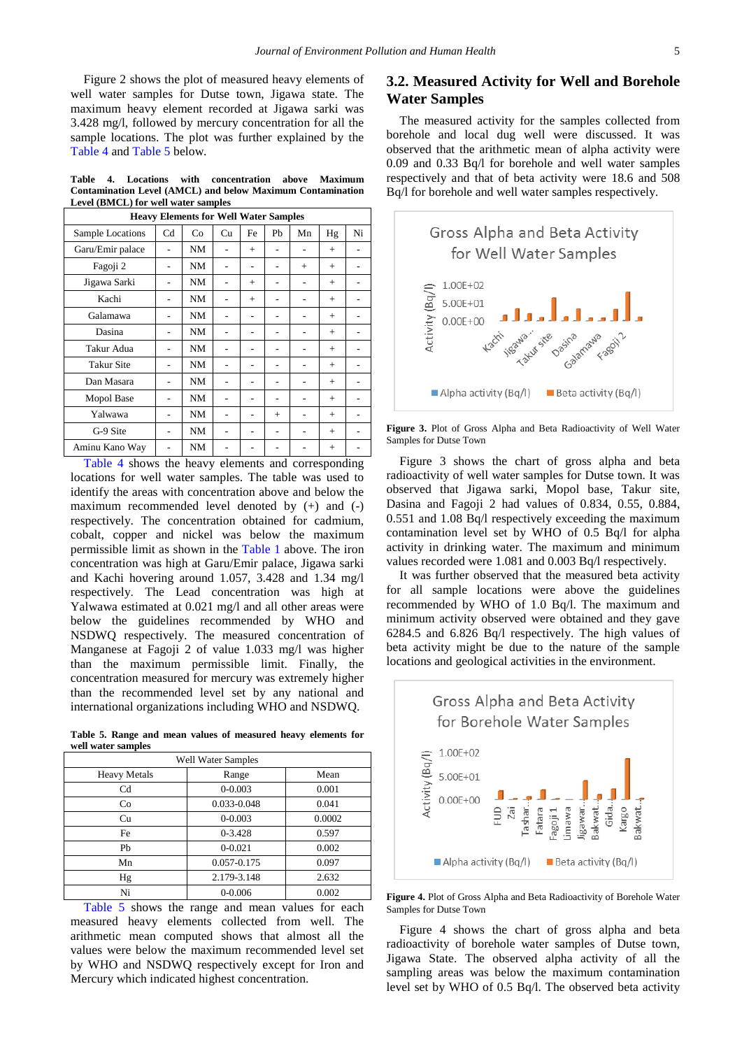Figure 2 shows the plot of measured heavy elements of well water samples for Dutse town, Jigawa state. The maximum heavy element recorded at Jigawa sarki was 3.428 mg/l, followed by mercury concentration for all the sample locations. The plot was further explained by the Table 4 and Table 5 below.

**Table 4. Locations with concentration above Maximum Contamination Level (AMCL) and below Maximum Contamination Level (BMCL) for well water samples**

| Heavy Elements for Well Water Samples | | | | | | | | |
|---|---|---|---|---|---|---|---|---|
| Sample Locations | Cd | Co | Cu | Fe | Pb | Mn | Hg | Ni |
| Garu/Emir palace | - | NM | - | + | - | - | + | - |
| Fagoji 2 | - | NM | - | - | - | + | + | - |
| Jigawa Sarki | - | NM | - | + | - | - | + | - |
| Kachi | - | NM | - | + | - | - | + | - |
| Galamawa | - | NM | - | - | - | - | + | - |
| Dasina | - | NM | - | - | - | - | + | - |
| Takur Adua | - | NM | - | - | - | - | + | - |
| Takur Site | - | NM | - | - | - | - | + | - |
| Dan Masara | - | NM | - | - | - | - | + | - |
| Mopol Base | - | NM | - | - | - | - | + | - |
| Yalwawa | - | NM | - | - | + | - | + | - |
| G-9 Site | - | NM | - | - | - | - | + | - |
| Aminu Kano Way | - | NM | - | - | - | - | + | - |

Table 4 shows the heavy elements and corresponding locations for well water samples. The table was used to identify the areas with concentration above and below the maximum recommended level denoted by (+) and (-) respectively. The concentration obtained for cadmium, cobalt, copper and nickel was below the maximum permissible limit as shown in the Table 1 above. The iron concentration was high at Garu/Emir palace, Jigawa sarki and Kachi hovering around 1.057, 3.428 and 1.34 mg/l respectively. The Lead concentration was high at Yalwawa estimated at 0.021 mg/l and all other areas were below the guidelines recommended by WHO and NSDWQ respectively. The measured concentration of Manganese at Fagoji 2 of value 1.033 mg/l was higher than the maximum permissible limit. Finally, the concentration measured for mercury was extremely higher than the recommended level set by any national and international organizations including WHO and NSDWQ.

**Table 5. Range and mean values of measured heavy elements for well water samples**

| Well Water Samples | | |
|---|---|---|
| Heavy Metals | Range | Mean |
| Cd | 0-0.003 | 0.001 |
| Co | 0.033-0.048 | 0.041 |
| Cu | 0-0.003 | 0.0002 |
| Fe | 0-3.428 | 0.597 |
| Pb | 0-0.021 | 0.002 |
| Mn | 0.057-0.175 | 0.097 |
| Hg | 2.179-3.148 | 2.632 |
| Ni | 0-0.006 | 0.002 |

Table 5 shows the range and mean values for each measured heavy elements collected from well. The arithmetic mean computed shows that almost all the values were below the maximum recommended level set by WHO and NSDWQ respectively except for Iron and Mercury which indicated highest concentration.

## 3.2. Measured Activity for Well and Borehole Water Samples

The measured activity for the samples collected from borehole and local dug well were discussed. It was observed that the arithmetic mean of alpha activity were 0.09 and 0.33 Bq/l for borehole and well water samples respectively and that of beta activity were 18.6 and 508 Bq/l for borehole and well water samples respectively.

**Figure 3.** Plot of Gross Alpha and Beta Radioactivity of Well Water Samples for Dutse Town

Figure 3 shows the chart of gross alpha and beta radioactivity of well water samples for Dutse town. It was observed that Jigawa sarki, Mopol base, Takur site, Dasina and Fagoji 2 had values of 0.834, 0.55, 0.884, 0.551 and 1.08 Bq/l respectively exceeding the maximum contamination level set by WHO of 0.5 Bq/l for alpha activity in drinking water. The maximum and minimum values recorded were 1.081 and 0.003 Bq/l respectively.

It was further observed that the measured beta activity for all sample locations were above the guidelines recommended by WHO of 1.0 Bq/l. The maximum and minimum activity observed were obtained and they gave 6284.5 and 6.826 Bq/l respectively. The high values of beta activity might be due to the nature of the sample locations and geological activities in the environment.

**Figure 4.** Plot of Gross Alpha and Beta Radioactivity of Borehole Water Samples for Dutse Town

Figure 4 shows the chart of gross alpha and beta radioactivity of borehole water samples of Dutse town, Jigawa State. The observed alpha activity of all the sampling areas was below the maximum contamination level set by WHO of 0.5 Bq/l. The observed beta activity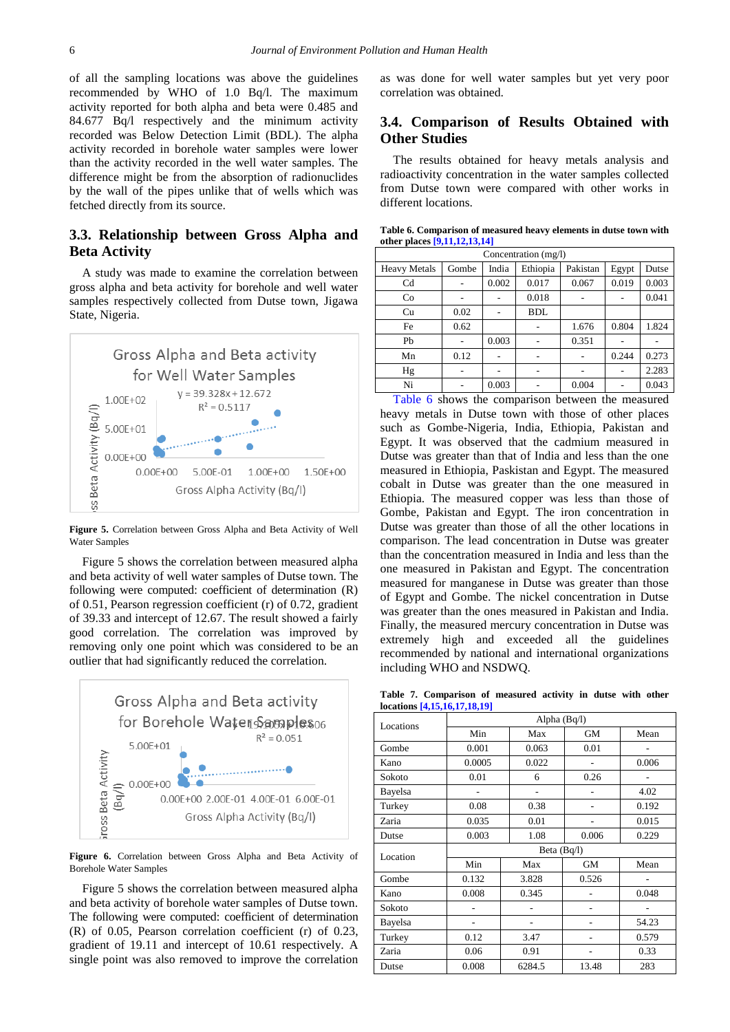of all the sampling locations was above the guidelines recommended by WHO of 1.0 Bq/l. The maximum activity reported for both alpha and beta were 0.485 and 84.677 Bq/l respectively and the minimum activity recorded was Below Detection Limit (BDL). The alpha activity recorded in borehole water samples were lower than the activity recorded in the well water samples. The difference might be from the absorption of radionuclides by the wall of the pipes unlike that of wells which was fetched directly from its source.

## 3.3. Relationship between Gross Alpha and Beta Activity

A study was made to examine the correlation between gross alpha and beta activity for borehole and well water samples respectively collected from Dutse town, Jigawa State, Nigeria.

**Figure 5.** Correlation between Gross Alpha and Beta Activity of Well Water Samples

Figure 5 shows the correlation between measured alpha and beta activity of well water samples of Dutse town. The following were computed: coefficient of determination (R) of 0.51, Pearson regression coefficient (r) of 0.72, gradient of 39.33 and intercept of 12.67. The result showed a fairly good correlation. The correlation was improved by removing only one point which was considered to be an outlier that had significantly reduced the correlation.

**Figure 6.** Correlation between Gross Alpha and Beta Activity of Borehole Water Samples

Figure 5 shows the correlation between measured alpha and beta activity of borehole water samples of Dutse town. The following were computed: coefficient of determination (R) of 0.05, Pearson correlation coefficient (r) of 0.23, gradient of 19.11 and intercept of 10.61 respectively. A single point was also removed to improve the correlation as was done for well water samples but yet very poor correlation was obtained.

## 3.4. Comparison of Results Obtained with Other Studies

The results obtained for heavy metals analysis and radioactivity concentration in the water samples collected from Dutse town were compared with other works in different locations.

**Table 6. Comparison of measured heavy elements in dutse town with other places [9,11,12,13,14]**

| Heavy Metals | Concentration (mg/l) | | | | | |
|---|---|---|---|---|---|---|
| | Gombe | India | Ethiopia | Pakistan | Egypt | Dutse |
| Cd | - | 0.002 | 0.017 | 0.067 | 0.019 | 0.003 |
| Co | - | - | 0.018 | - | - | 0.041 |
| Cu | 0.02 | - | BDL | | | |
| Fe | 0.62 | | - | 1.676 | 0.804 | 1.824 |
| Pb | - | 0.003 | - | 0.351 | - | - |
| Mn | 0.12 | - | - | - | 0.244 | 0.273 |
| Hg | - | - | - | - | - | 2.283 |
| Ni | - | 0.003 | - | 0.004 | - | 0.043 |

Table 6 shows the comparison between the measured heavy metals in Dutse town with those of other places such as Gombe-Nigeria, India, Ethiopia, Pakistan and Egypt. It was observed that the cadmium measured in Dutse was greater than that of India and less than the one measured in Ethiopia, Paskistan and Egypt. The measured cobalt in Dutse was greater than the one measured in Ethiopia. The measured copper was less than those of Gombe, Pakistan and Egypt. The iron concentration in Dutse was greater than those of all the other locations in comparison. The lead concentration in Dutse was greater than the concentration measured in India and less than the one measured in Pakistan and Egypt. The concentration measured for manganese in Dutse was greater than those of Egypt and Gombe. The nickel concentration in Dutse was greater than the ones measured in Pakistan and India. Finally, the measured mercury concentration in Dutse was extremely high and exceeded all the guidelines recommended by national and international organizations including WHO and NSDWQ.

**Table 7. Comparison of measured activity in dutse with other locations [4,15,16,17,18,19]**

| Locations | Alpha (Bq/l) | | | |
|---|---|---|---|---|
| | Min | Max | GM | Mean |
| Gombe | 0.001 | 0.063 | 0.01 | - |
| Kano | 0.0005 | 0.022 | - | 0.006 |
| Sokoto | 0.01 | 6 | 0.26 | - |
| Bayelsa | - | - | - | 4.02 |
| Turkey | 0.08 | 0.38 | - | 0.192 |
| Zaria | 0.035 | 0.01 | - | 0.015 |
| Dutse | 0.003 | 1.08 | 0.006 | 0.229 |
| **Location** | **Beta (Bq/l)** | | | |
| | Min | Max | GM | Mean |
| Gombe | 0.132 | 3.828 | 0.526 | - |
| Kano | 0.008 | 0.345 | - | 0.048 |
| Sokoto | - | - | - | - |
| Bayelsa | - | - | - | 54.23 |
| Turkey | 0.12 | 3.47 | - | 0.579 |
| Zaria | 0.06 | 0.91 | - | 0.33 |
| Dutse | 0.008 | 6284.5 | 13.48 | 283 |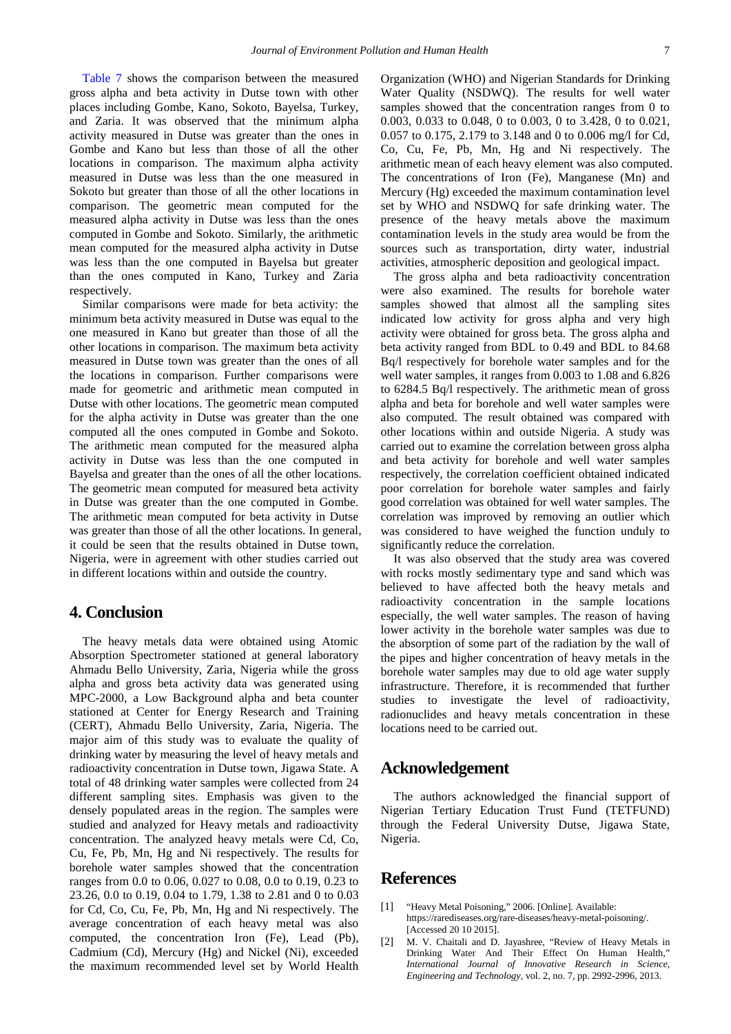Table 7 shows the comparison between the measured gross alpha and beta activity in Dutse town with other places including Gombe, Kano, Sokoto, Bayelsa, Turkey, and Zaria. It was observed that the minimum alpha activity measured in Dutse was greater than the ones in Gombe and Kano but less than those of all the other locations in comparison. The maximum alpha activity measured in Dutse was less than the one measured in Sokoto but greater than those of all the other locations in comparison. The geometric mean computed for the measured alpha activity in Dutse was less than the ones computed in Gombe and Sokoto. Similarly, the arithmetic mean computed for the measured alpha activity in Dutse was less than the one computed in Bayelsa but greater than the ones computed in Kano, Turkey and Zaria respectively.

Similar comparisons were made for beta activity: the minimum beta activity measured in Dutse was equal to the one measured in Kano but greater than those of all the other locations in comparison. The maximum beta activity measured in Dutse town was greater than the ones of all the locations in comparison. Further comparisons were made for geometric and arithmetic mean computed in Dutse with other locations. The geometric mean computed for the alpha activity in Dutse was greater than the one computed all the ones computed in Gombe and Sokoto. The arithmetic mean computed for the measured alpha activity in Dutse was less than the one computed in Bayelsa and greater than the ones of all the other locations. The geometric mean computed for measured beta activity in Dutse was greater than the one computed in Gombe. The arithmetic mean computed for beta activity in Dutse was greater than those of all the other locations. In general, it could be seen that the results obtained in Dutse town, Nigeria, were in agreement with other studies carried out in different locations within and outside the country.

## 4. Conclusion

The heavy metals data were obtained using Atomic Absorption Spectrometer stationed at general laboratory Ahmadu Bello University, Zaria, Nigeria while the gross alpha and gross beta activity data was generated using MPC-2000, a Low Background alpha and beta counter stationed at Center for Energy Research and Training (CERT), Ahmadu Bello University, Zaria, Nigeria. The major aim of this study was to evaluate the quality of drinking water by measuring the level of heavy metals and radioactivity concentration in Dutse town, Jigawa State. A total of 48 drinking water samples were collected from 24 different sampling sites. Emphasis was given to the densely populated areas in the region. The samples were studied and analyzed for Heavy metals and radioactivity concentration. The analyzed heavy metals were Cd, Co, Cu, Fe, Pb, Mn, Hg and Ni respectively. The results for borehole water samples showed that the concentration ranges from 0.0 to 0.06, 0.027 to 0.08, 0.0 to 0.19, 0.23 to 23.26, 0.0 to 0.19, 0.04 to 1.79, 1.38 to 2.81 and 0 to 0.03 for Cd, Co, Cu, Fe, Pb, Mn, Hg and Ni respectively. The average concentration of each heavy metal was also computed, the concentration Iron (Fe), Lead (Pb), Cadmium (Cd), Mercury (Hg) and Nickel (Ni), exceeded the maximum recommended level set by World Health Organization (WHO) and Nigerian Standards for Drinking Water Quality (NSDWQ). The results for well water samples showed that the concentration ranges from 0 to 0.003, 0.033 to 0.048, 0 to 0.003, 0 to 3.428, 0 to 0.021, 0.057 to 0.175, 2.179 to 3.148 and 0 to 0.006 mg/l for Cd, Co, Cu, Fe, Pb, Mn, Hg and Ni respectively. The arithmetic mean of each heavy element was also computed. The concentrations of Iron (Fe), Manganese (Mn) and Mercury (Hg) exceeded the maximum contamination level set by WHO and NSDWQ for safe drinking water. The presence of the heavy metals above the maximum contamination levels in the study area would be from the sources such as transportation, dirty water, industrial activities, atmospheric deposition and geological impact.

The gross alpha and beta radioactivity concentration were also examined. The results for borehole water samples showed that almost all the sampling sites indicated low activity for gross alpha and very high activity were obtained for gross beta. The gross alpha and beta activity ranged from BDL to 0.49 and BDL to 84.68 Bq/l respectively for borehole water samples and for the well water samples, it ranges from 0.003 to 1.08 and 6.826 to 6284.5 Bq/l respectively. The arithmetic mean of gross alpha and beta for borehole and well water samples were also computed. The result obtained was compared with other locations within and outside Nigeria. A study was carried out to examine the correlation between gross alpha and beta activity for borehole and well water samples respectively, the correlation coefficient obtained indicated poor correlation for borehole water samples and fairly good correlation was obtained for well water samples. The correlation was improved by removing an outlier which was considered to have weighed the function unduly to significantly reduce the correlation.

It was also observed that the study area was covered with rocks mostly sedimentary type and sand which was believed to have affected both the heavy metals and radioactivity concentration in the sample locations especially, the well water samples. The reason of having lower activity in the borehole water samples was due to the absorption of some part of the radiation by the wall of the pipes and higher concentration of heavy metals in the borehole water samples may due to old age water supply infrastructure. Therefore, it is recommended that further studies to investigate the level of radioactivity, radionuclides and heavy metals concentration in these locations need to be carried out.

## Acknowledgement

The authors acknowledged the financial support of Nigerian Tertiary Education Trust Fund (TETFUND) through the Federal University Dutse, Jigawa State, Nigeria.

## References

[1] "Heavy Metal Poisoning," 2006. [Online]. Available: https://rarediseases.org/rare-diseases/heavy-metal-poisoning/. [Accessed 20 10 2015].

[2] M. V. Chaitali and D. Jayashree, "Review of Heavy Metals in Drinking Water And Their Effect On Human Health," *International Journal of Innovative Research in Science, Engineering and Technology*, vol. 2, no. 7, pp. 2992-2996, 2013.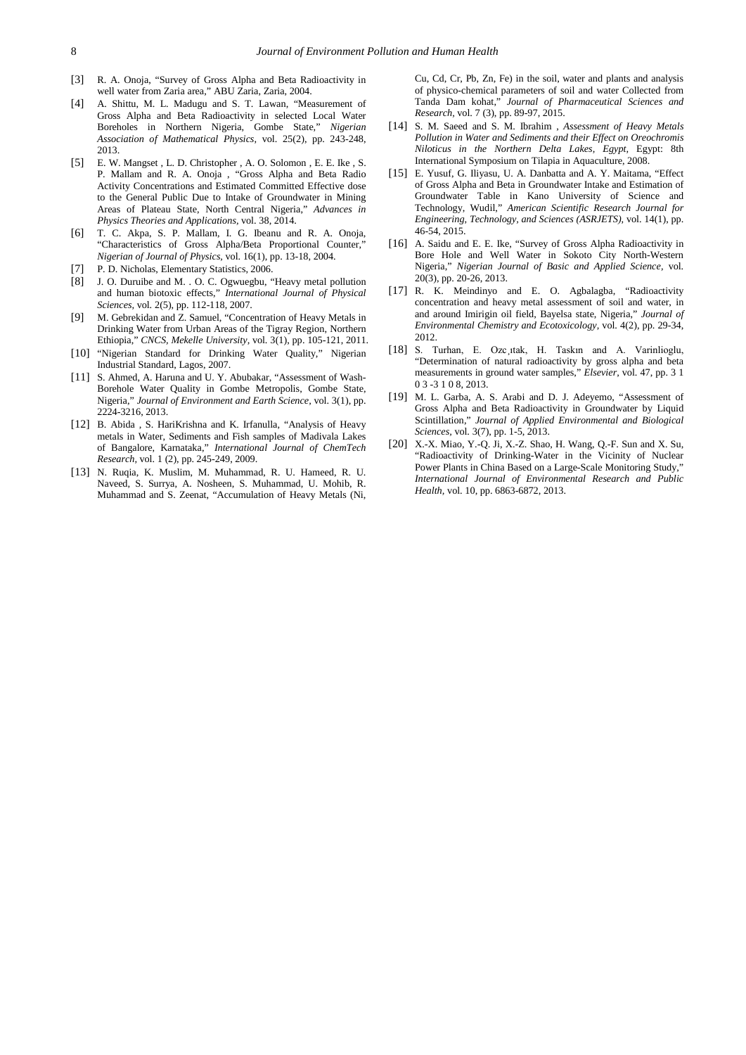[3] R. A. Onoja, "Survey of Gross Alpha and Beta Radioactivity in well water from Zaria area," ABU Zaria, Zaria, 2004.

[4] A. Shittu, M. L. Madugu and S. T. Lawan, "Measurement of Gross Alpha and Beta Radioactivity in selected Local Water Boreholes in Northern Nigeria, Gombe State," *Nigerian Association of Mathematical Physics*, vol. 25(2), pp. 243-248, 2013.

[5] E. W. Mangset , L. D. Christopher , A. O. Solomon , E. E. Ike , S. P. Mallam and R. A. Onoja , "Gross Alpha and Beta Radio Activity Concentrations and Estimated Committed Effective dose to the General Public Due to Intake of Groundwater in Mining Areas of Plateau State, North Central Nigeria," *Advances in Physics Theories and Applications*, vol. 38, 2014.

[6] T. C. Akpa, S. P. Mallam, I. G. Ibeanu and R. A. Onoja, "Characteristics of Gross Alpha/Beta Proportional Counter," *Nigerian of Journal of Physics*, vol. 16(1), pp. 13-18, 2004.

[7] P. D. Nicholas, Elementary Statistics, 2006.

[8] J. O. Duruibe and M. . O. C. Ogwuegbu, "Heavy metal pollution and human biotoxic effects," *International Journal of Physical Sciences*, vol. 2(5), pp. 112-118, 2007.

[9] M. Gebrekidan and Z. Samuel, "Concentration of Heavy Metals in Drinking Water from Urban Areas of the Tigray Region, Northern Ethiopia," *CNCS, Mekelle University*, vol. 3(1), pp. 105-121, 2011.

[10] "Nigerian Standard for Drinking Water Quality," Nigerian Industrial Standard, Lagos, 2007.

[11] S. Ahmed, A. Haruna and U. Y. Abubakar, "Assessment of Wash-Borehole Water Quality in Gombe Metropolis, Gombe State, Nigeria," *Journal of Environment and Earth Science*, vol. 3(1), pp. 2224-3216, 2013.

[12] B. Abida , S. HariKrishna and K. Irfanulla, "Analysis of Heavy metals in Water, Sediments and Fish samples of Madivala Lakes of Bangalore, Karnataka," *International Journal of ChemTech Research*, vol. 1 (2), pp. 245-249, 2009.

[13] N. Ruqia, K. Muslim, M. Muhammad, R. U. Hameed, R. U. Naveed, S. Surrya, A. Nosheen, S. Muhammad, U. Mohib, R. Muhammad and S. Zeenat, "Accumulation of Heavy Metals (Ni, Cu, Cd, Cr, Pb, Zn, Fe) in the soil, water and plants and analysis of physico-chemical parameters of soil and water Collected from Tanda Dam kohat," *Journal of Pharmaceutical Sciences and Research*, vol. 7 (3), pp. 89-97, 2015.

[14] S. M. Saeed and S. M. Ibrahim , *Assessment of Heavy Metals Pollution in Water and Sediments and their Effect on Oreochromis Niloticus in the Northern Delta Lakes, Egypt*, Egypt: 8th International Symposium on Tilapia in Aquaculture, 2008.

[15] E. Yusuf, G. Iliyasu, U. A. Danbatta and A. Y. Maitama, "Effect of Gross Alpha and Beta in Groundwater Intake and Estimation of Groundwater Table in Kano University of Science and Technology, Wudil," *American Scientific Research Journal for Engineering, Technology, and Sciences (ASRJETS)*, vol. 14(1), pp. 46-54, 2015.

[16] A. Saidu and E. E. Ike, "Survey of Gross Alpha Radioactivity in Bore Hole and Well Water in Sokoto City North-Western Nigeria," *Nigerian Journal of Basic and Applied Science*, vol. 20(3), pp. 20-26, 2013.

[17] R. K. Meindinyo and E. O. Agbalagba, "Radioactivity concentration and heavy metal assessment of soil and water, in and around Imirigin oil field, Bayelsa state, Nigeria," *Journal of Environmental Chemistry and Ecotoxicology*, vol. 4(2), pp. 29-34, 2012.

[18] S. Turhan, E. Ozc¸ıtak, H. Taskın and A. Varinlioglu, "Determination of natural radioactivity by gross alpha and beta measurements in ground water samples," *Elsevier*, vol. 47, pp. 3 1 0 3 -3 1 0 8, 2013.

[19] M. L. Garba, A. S. Arabi and D. J. Adeyemo, "Assessment of Gross Alpha and Beta Radioactivity in Groundwater by Liquid Scintillation," *Journal of Applied Environmental and Biological Sciences*, vol. 3(7), pp. 1-5, 2013.

[20] X.-X. Miao, Y.-Q. Ji, X.-Z. Shao, H. Wang, Q.-F. Sun and X. Su, "Radioactivity of Drinking-Water in the Vicinity of Nuclear Power Plants in China Based on a Large-Scale Monitoring Study," *International Journal of Environmental Research and Public Health*, vol. 10, pp. 6863-6872, 2013.